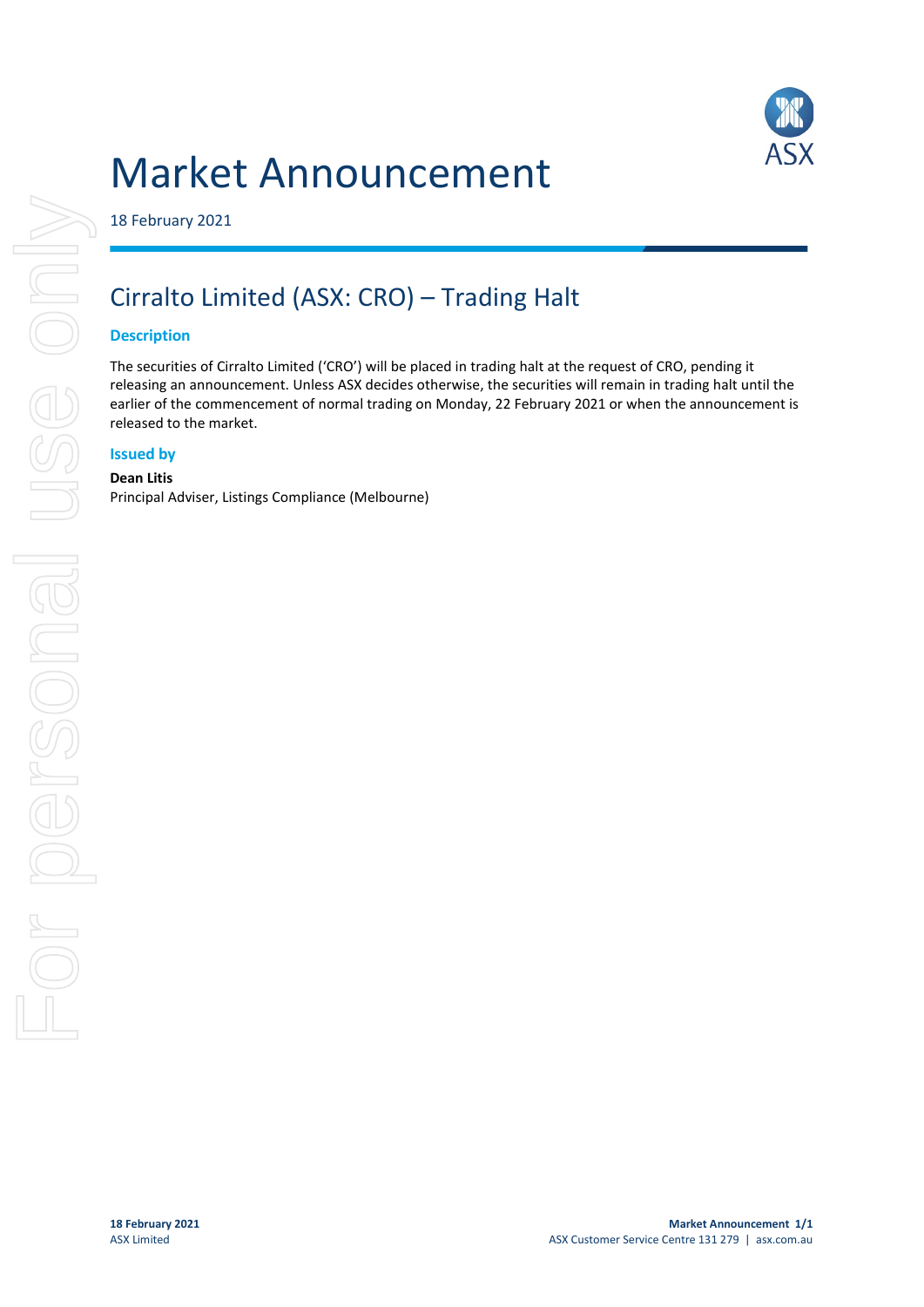# Market Announcement

18 February 2021

## Cirralto Limited (ASX: CRO) – Trading Halt

### Description

The securities of Cirralto Limited ('CRO') will be placed in trading halt at the request of CRO, pending it releasing an announcement. Unless ASX decides otherwise, the securities will remain in trading halt until the earlier of the commencement of normal trading on Monday, 22 February 2021 or when the announcement is released to the market.

### Issued by

**Dean Litis**
Principal Adviser, Listings Compliance (Melbourne)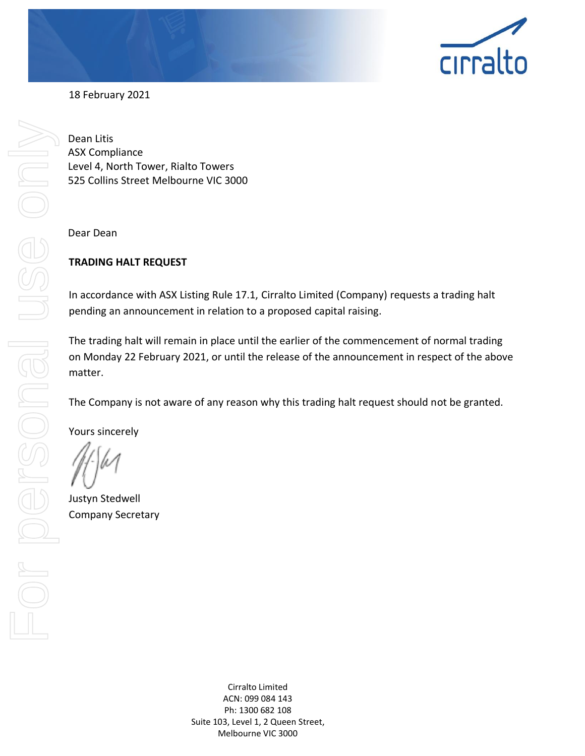18 February 2021

Dean Litis
ASX Compliance
Level 4, North Tower, Rialto Towers
525 Collins Street Melbourne VIC 3000

Dear Dean

**TRADING HALT REQUEST**

In accordance with ASX Listing Rule 17.1, Cirralto Limited (Company) requests a trading halt pending an announcement in relation to a proposed capital raising.

The trading halt will remain in place until the earlier of the commencement of normal trading on Monday 22 February 2021, or until the release of the announcement in respect of the above matter.

The Company is not aware of any reason why this trading halt request should not be granted.

Yours sincerely

Justyn Stedwell
Company Secretary

Cirralto Limited
ACN: 099 084 143
Ph: 1300 682 108
Suite 103, Level 1, 2 Queen Street,
Melbourne VIC 3000